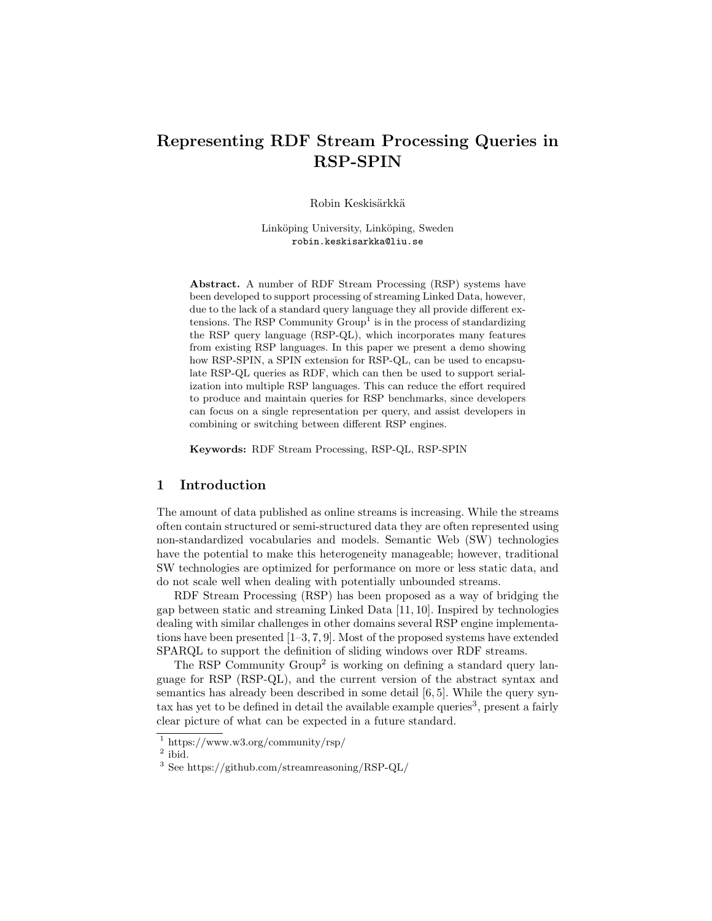# Representing RDF Stream Processing Queries in RSP-SPIN

Robin Keskisärkkä

Linköping University, Linköping, Sweden
robin.keskisarkka@liu.se

**Abstract.** A number of RDF Stream Processing (RSP) systems have been developed to support processing of streaming Linked Data, however, due to the lack of a standard query language they all provide different extensions. The RSP Community Group[1] is in the process of standardizing the RSP query language (RSP-QL), which incorporates many features from existing RSP languages. In this paper we present a demo showing how RSP-SPIN, a SPIN extension for RSP-QL, can be used to encapsulate RSP-QL queries as RDF, which can then be used to support serialization into multiple RSP languages. This can reduce the effort required to produce and maintain queries for RSP benchmarks, since developers can focus on a single representation per query, and assist developers in combining or switching between different RSP engines.

**Keywords:** RDF Stream Processing, RSP-QL, RSP-SPIN

## 1 Introduction

The amount of data published as online streams is increasing. While the streams often contain structured or semi-structured data they are often represented using non-standardized vocabularies and models. Semantic Web (SW) technologies have the potential to make this heterogeneity manageable; however, traditional SW technologies are optimized for performance on more or less static data, and do not scale well when dealing with potentially unbounded streams.

RDF Stream Processing (RSP) has been proposed as a way of bridging the gap between static and streaming Linked Data [11, 10]. Inspired by technologies dealing with similar challenges in other domains several RSP engine implementations have been presented [1–3, 7, 9]. Most of the proposed systems have extended SPARQL to support the definition of sliding windows over RDF streams.

The RSP Community Group[2] is working on defining a standard query language for RSP (RSP-QL), and the current version of the abstract syntax and semantics has already been described in some detail [6, 5]. While the query syntax has yet to be defined in detail the available example queries[3], present a fairly clear picture of what can be expected in a future standard.

[1] https://www.w3.org/community/rsp/

[2] ibid.

[3] See https://github.com/streamreasoning/RSP-QL/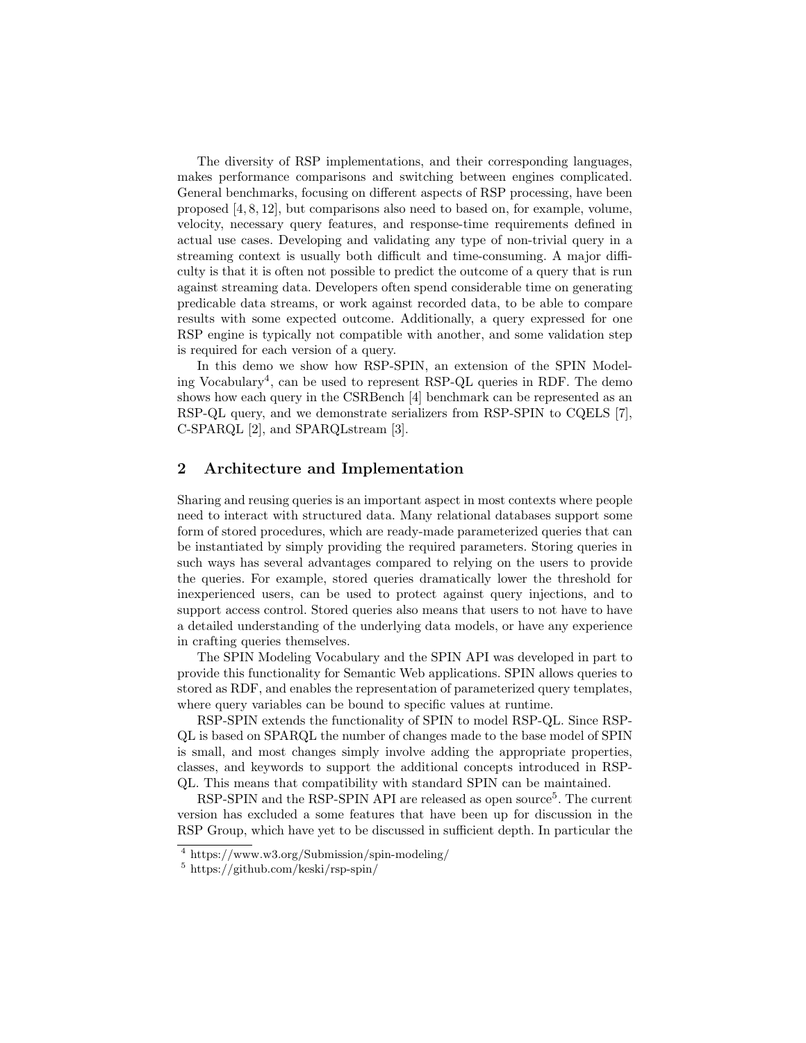The diversity of RSP implementations, and their corresponding languages, makes performance comparisons and switching between engines complicated. General benchmarks, focusing on different aspects of RSP processing, have been proposed [4, 8, 12], but comparisons also need to based on, for example, volume, velocity, necessary query features, and response-time requirements defined in actual use cases. Developing and validating any type of non-trivial query in a streaming context is usually both difficult and time-consuming. A major difficulty is that it is often not possible to predict the outcome of a query that is run against streaming data. Developers often spend considerable time on generating predicable data streams, or work against recorded data, to be able to compare results with some expected outcome. Additionally, a query expressed for one RSP engine is typically not compatible with another, and some validation step is required for each version of a query.

In this demo we show how RSP-SPIN, an extension of the SPIN Modeling Vocabulary[4], can be used to represent RSP-QL queries in RDF. The demo shows how each query in the CSRBench [4] benchmark can be represented as an RSP-QL query, and we demonstrate serializers from RSP-SPIN to CQELS [7], C-SPARQL [2], and SPARQLstream [3].

## 2 Architecture and Implementation

Sharing and reusing queries is an important aspect in most contexts where people need to interact with structured data. Many relational databases support some form of stored procedures, which are ready-made parameterized queries that can be instantiated by simply providing the required parameters. Storing queries in such ways has several advantages compared to relying on the users to provide the queries. For example, stored queries dramatically lower the threshold for inexperienced users, can be used to protect against query injections, and to support access control. Stored queries also means that users to not have to have a detailed understanding of the underlying data models, or have any experience in crafting queries themselves.

The SPIN Modeling Vocabulary and the SPIN API was developed in part to provide this functionality for Semantic Web applications. SPIN allows queries to stored as RDF, and enables the representation of parameterized query templates, where query variables can be bound to specific values at runtime.

RSP-SPIN extends the functionality of SPIN to model RSP-QL. Since RSP-QL is based on SPARQL the number of changes made to the base model of SPIN is small, and most changes simply involve adding the appropriate properties, classes, and keywords to support the additional concepts introduced in RSP-QL. This means that compatibility with standard SPIN can be maintained.

RSP-SPIN and the RSP-SPIN API are released as open source[5]. The current version has excluded a some features that have been up for discussion in the RSP Group, which have yet to be discussed in sufficient depth. In particular the

[4] https://www.w3.org/Submission/spin-modeling/

[5] https://github.com/keski/rsp-spin/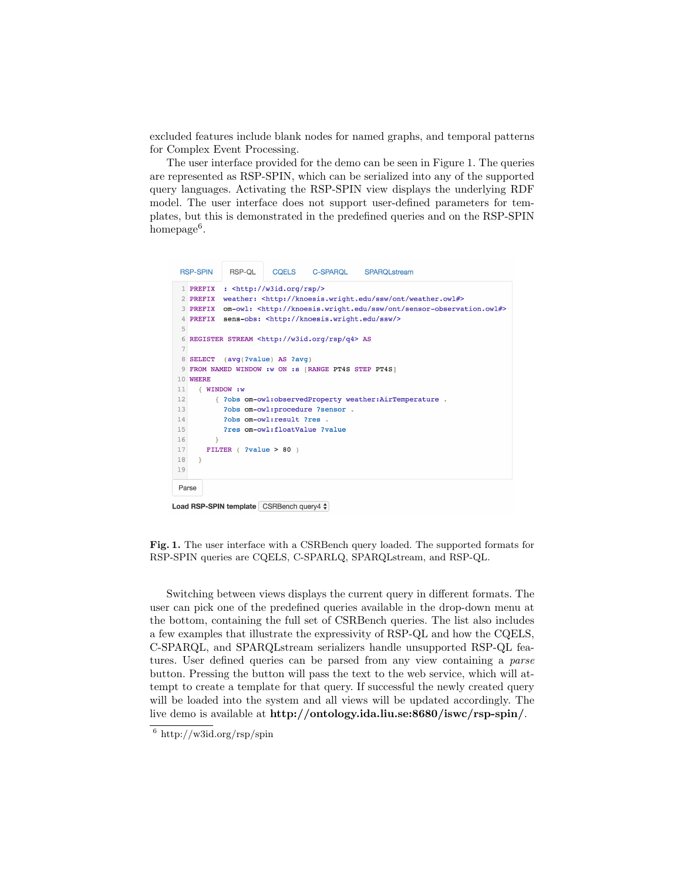excluded features include blank nodes for named graphs, and temporal patterns for Complex Event Processing.

The user interface provided for the demo can be seen in Figure 1. The queries are represented as RSP-SPIN, which can be serialized into any of the supported query languages. Activating the RSP-SPIN view displays the underlying RDF model. The user interface does not support user-defined parameters for templates, but this is demonstrated in the predefined queries and on the RSP-SPIN homepage[6].

RSP-SPIN | RSP-QL | CQELS | C-SPARQL | SPARQLstream

```
PREFIX  : <http://w3id.org/rsp/>
PREFIX  weather: <http://knoesis.wright.edu/ssw/ont/weather.owl#>
PREFIX  om-owl: <http://knoesis.wright.edu/ssw/ont/sensor-observation.owl#>
PREFIX  sens-obs: <http://knoesis.wright.edu/ssw/>

REGISTER STREAM <http://w3id.org/rsp/q4> AS

SELECT  (avg(?value) AS ?avg)
FROM NAMED WINDOW :w ON :s [RANGE PT4S STEP PT4S]
WHERE
  { WINDOW :w
      { ?obs om-owl:observedProperty weather:AirTemperature .
        ?obs om-owl:procedure ?sensor .
        ?obs om-owl:result ?res .
        ?res om-owl:floatValue ?value
      }
    FILTER ( ?value > 80 )
  }

```

Parse

**Load RSP-SPIN template** CSRBench query4

**Fig. 1.** The user interface with a CSRBench query loaded. The supported formats for RSP-SPIN queries are CQELS, C-SPARLQ, SPARQLstream, and RSP-QL.

Switching between views displays the current query in different formats. The user can pick one of the predefined queries available in the drop-down menu at the bottom, containing the full set of CSRBench queries. The list also includes a few examples that illustrate the expressivity of RSP-QL and how the CQELS, C-SPARQL, and SPARQLstream serializers handle unsupported RSP-QL features. User defined queries can be parsed from any view containing a *parse* button. Pressing the button will pass the text to the web service, which will attempt to create a template for that query. If successful the newly created query will be loaded into the system and all views will be updated accordingly. The live demo is available at **http://ontology.ida.liu.se:8680/iswc/rsp-spin/**.

[6] http://w3id.org/rsp/spin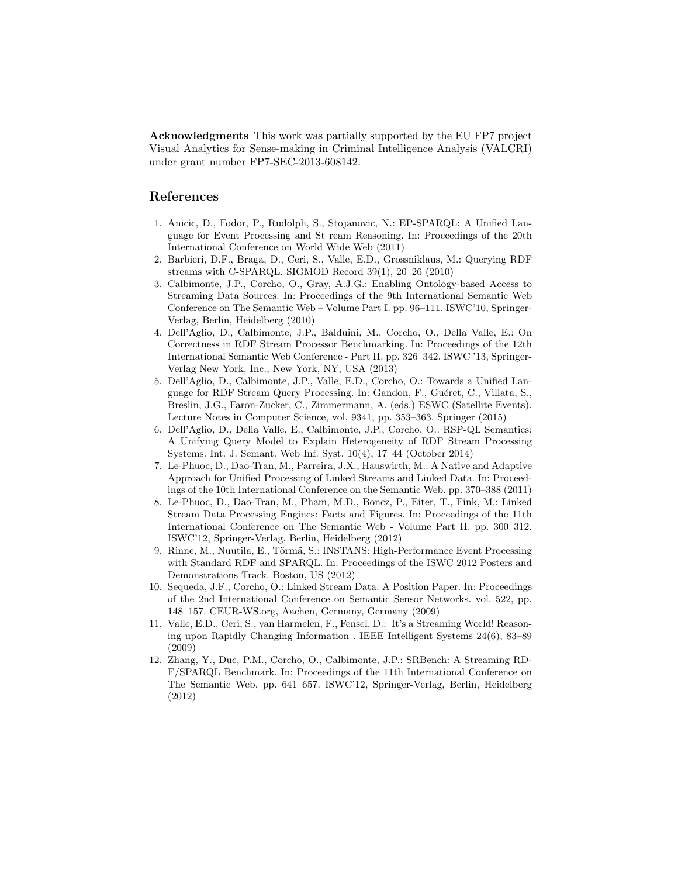**Acknowledgments** This work was partially supported by the EU FP7 project Visual Analytics for Sense-making in Criminal Intelligence Analysis (VALCRI) under grant number FP7-SEC-2013-608142.

## References

1. Anicic, D., Fodor, P., Rudolph, S., Stojanovic, N.: EP-SPARQL: A Unified Language for Event Processing and St ream Reasoning. In: Proceedings of the 20th International Conference on World Wide Web (2011)
2. Barbieri, D.F., Braga, D., Ceri, S., Valle, E.D., Grossniklaus, M.: Querying RDF streams with C-SPARQL. SIGMOD Record 39(1), 20–26 (2010)
3. Calbimonte, J.P., Corcho, O., Gray, A.J.G.: Enabling Ontology-based Access to Streaming Data Sources. In: Proceedings of the 9th International Semantic Web Conference on The Semantic Web – Volume Part I. pp. 96–111. ISWC'10, Springer-Verlag, Berlin, Heidelberg (2010)
4. Dell'Aglio, D., Calbimonte, J.P., Balduini, M., Corcho, O., Della Valle, E.: On Correctness in RDF Stream Processor Benchmarking. In: Proceedings of the 12th International Semantic Web Conference - Part II. pp. 326–342. ISWC '13, Springer-Verlag New York, Inc., New York, NY, USA (2013)
5. Dell'Aglio, D., Calbimonte, J.P., Valle, E.D., Corcho, O.: Towards a Unified Language for RDF Stream Query Processing. In: Gandon, F., Guéret, C., Villata, S., Breslin, J.G., Faron-Zucker, C., Zimmermann, A. (eds.) ESWC (Satellite Events). Lecture Notes in Computer Science, vol. 9341, pp. 353–363. Springer (2015)
6. Dell'Aglio, D., Della Valle, E., Calbimonte, J.P., Corcho, O.: RSP-QL Semantics: A Unifying Query Model to Explain Heterogeneity of RDF Stream Processing Systems. Int. J. Semant. Web Inf. Syst. 10(4), 17–44 (October 2014)
7. Le-Phuoc, D., Dao-Tran, M., Parreira, J.X., Hauswirth, M.: A Native and Adaptive Approach for Unified Processing of Linked Streams and Linked Data. In: Proceedings of the 10th International Conference on the Semantic Web. pp. 370–388 (2011)
8. Le-Phuoc, D., Dao-Tran, M., Pham, M.D., Boncz, P., Eiter, T., Fink, M.: Linked Stream Data Processing Engines: Facts and Figures. In: Proceedings of the 11th International Conference on The Semantic Web - Volume Part II. pp. 300–312. ISWC'12, Springer-Verlag, Berlin, Heidelberg (2012)
9. Rinne, M., Nuutila, E., Törmä, S.: INSTANS: High-Performance Event Processing with Standard RDF and SPARQL. In: Proceedings of the ISWC 2012 Posters and Demonstrations Track. Boston, US (2012)
10. Sequeda, J.F., Corcho, O.: Linked Stream Data: A Position Paper. In: Proceedings of the 2nd International Conference on Semantic Sensor Networks. vol. 522, pp. 148–157. CEUR-WS.org, Aachen, Germany, Germany (2009)
11. Valle, E.D., Ceri, S., van Harmelen, F., Fensel, D.: It's a Streaming World! Reasoning upon Rapidly Changing Information . IEEE Intelligent Systems 24(6), 83–89 (2009)
12. Zhang, Y., Duc, P.M., Corcho, O., Calbimonte, J.P.: SRBench: A Streaming RDF/SPARQL Benchmark. In: Proceedings of the 11th International Conference on The Semantic Web. pp. 641–657. ISWC'12, Springer-Verlag, Berlin, Heidelberg (2012)